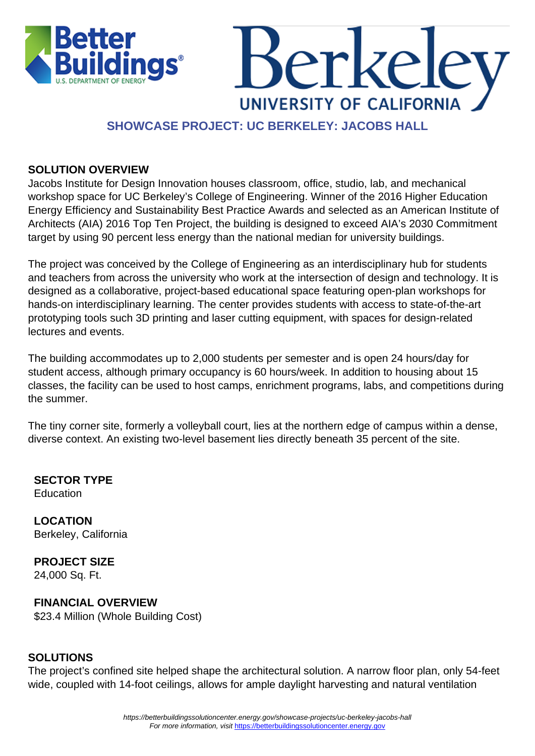# SHOWCASE PROJECT: UC BERKELEY: JACOBS HALL

## SOLUTION OVERVIEW

Jacobs Institute for Design Innovation houses classroom, office, studio, lab, and mechanical workshop space for UC Berkeley's College of Engineering. Winner of the 2016 Higher Education Energy Efficiency and Sustainability Best Practice Awards and selected as an American Institute of Architects (AIA) 2016 Top Ten Project, the building is designed to exceed AIA's 2030 Commitment target by using 90 percent less energy than the national median for university buildings.

The project was conceived by the College of Engineering as an interdisciplinary hub for students and teachers from across the university who work at the intersection of design and technology. It is designed as a collaborative, project-based educational space featuring open-plan workshops for hands-on interdisciplinary learning. The center provides students with access to state-of-the-art prototyping tools such 3D printing and laser cutting equipment, with spaces for design-related lectures and events.

The building accommodates up to 2,000 students per semester and is open 24 hours/day for student access, although primary occupancy is 60 hours/week. In addition to housing about 15 classes, the facility can be used to host camps, enrichment programs, labs, and competitions during the summer.

The tiny corner site, formerly a volleyball court, lies at the northern edge of campus within a dense, diverse context. An existing two-level basement lies directly beneath 35 percent of the site.

**SECTOR TYPE**
Education

**LOCATION**
Berkeley, California

**PROJECT SIZE**
24,000 Sq. Ft.

**FINANCIAL OVERVIEW**
$23.4 Million (Whole Building Cost)

## SOLUTIONS

The project's confined site helped shape the architectural solution. A narrow floor plan, only 54-feet wide, coupled with 14-foot ceilings, allows for ample daylight harvesting and natural ventilation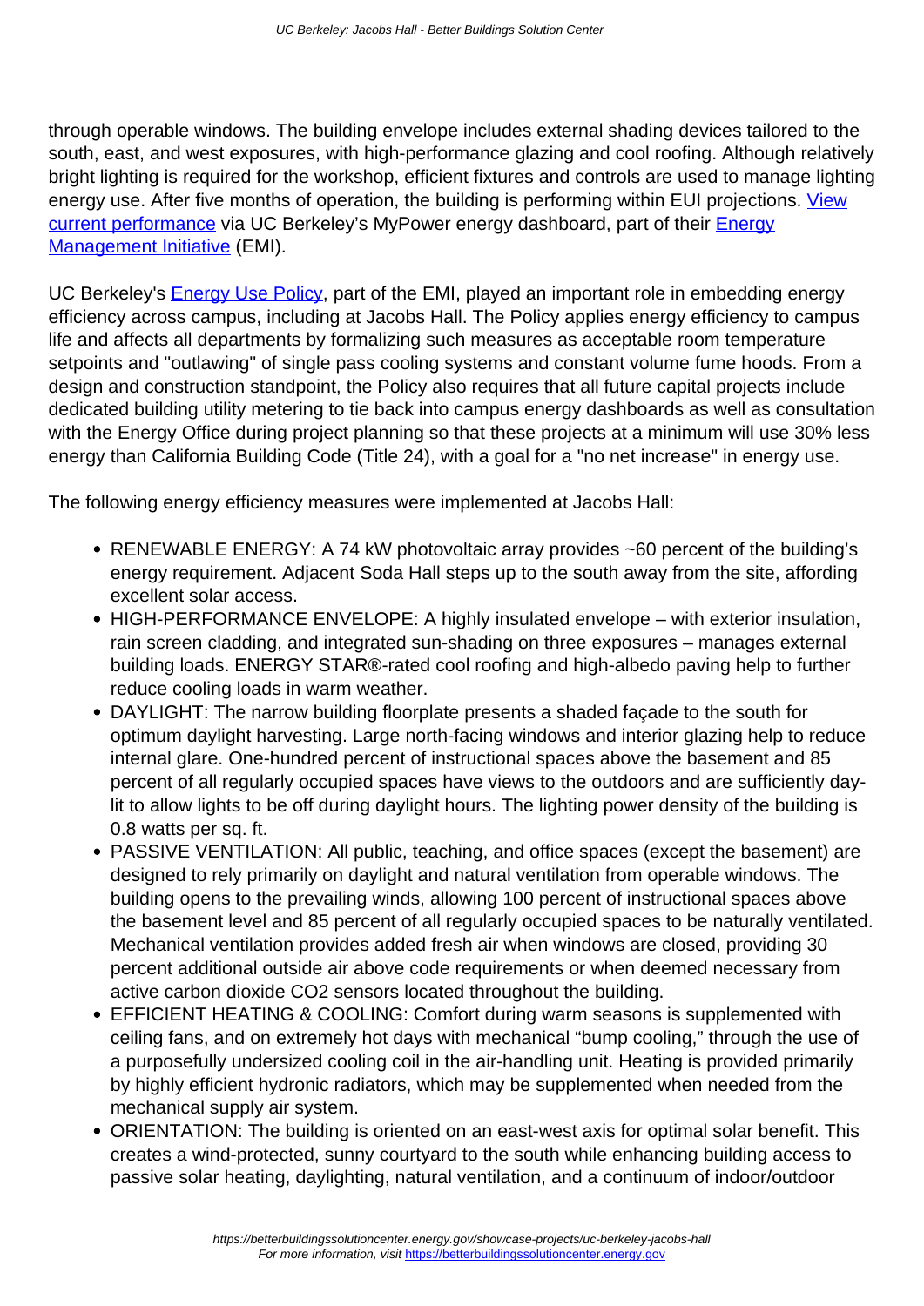through operable windows. The building envelope includes external shading devices tailored to the south, east, and west exposures, with high-performance glazing and cool roofing. Although relatively bright lighting is required for the workshop, efficient fixtures and controls are used to manage lighting energy use. After five months of operation, the building is performing within EUI projections. [View current performance]() via UC Berkeley's MyPower energy dashboard, part of their [Energy Management Initiative]() (EMI).

UC Berkeley's [Energy Use Policy](), part of the EMI, played an important role in embedding energy efficiency across campus, including at Jacobs Hall. The Policy applies energy efficiency to campus life and affects all departments by formalizing such measures as acceptable room temperature setpoints and "outlawing" of single pass cooling systems and constant volume fume hoods. From a design and construction standpoint, the Policy also requires that all future capital projects include dedicated building utility metering to tie back into campus energy dashboards as well as consultation with the Energy Office during project planning so that these projects at a minimum will use 30% less energy than California Building Code (Title 24), with a goal for a "no net increase" in energy use.

The following energy efficiency measures were implemented at Jacobs Hall:

- RENEWABLE ENERGY: A 74 kW photovoltaic array provides ~60 percent of the building's energy requirement. Adjacent Soda Hall steps up to the south away from the site, affording excellent solar access.
- HIGH-PERFORMANCE ENVELOPE: A highly insulated envelope – with exterior insulation, rain screen cladding, and integrated sun-shading on three exposures – manages external building loads. ENERGY STAR®-rated cool roofing and high-albedo paving help to further reduce cooling loads in warm weather.
- DAYLIGHT: The narrow building floorplate presents a shaded façade to the south for optimum daylight harvesting. Large north-facing windows and interior glazing help to reduce internal glare. One-hundred percent of instructional spaces above the basement and 85 percent of all regularly occupied spaces have views to the outdoors and are sufficiently day-lit to allow lights to be off during daylight hours. The lighting power density of the building is 0.8 watts per sq. ft.
- PASSIVE VENTILATION: All public, teaching, and office spaces (except the basement) are designed to rely primarily on daylight and natural ventilation from operable windows. The building opens to the prevailing winds, allowing 100 percent of instructional spaces above the basement level and 85 percent of all regularly occupied spaces to be naturally ventilated. Mechanical ventilation provides added fresh air when windows are closed, providing 30 percent additional outside air above code requirements or when deemed necessary from active carbon dioxide $CO_2$ sensors located throughout the building.
- EFFICIENT HEATING & COOLING: Comfort during warm seasons is supplemented with ceiling fans, and on extremely hot days with mechanical "bump cooling," through the use of a purposefully undersized cooling coil in the air-handling unit. Heating is provided primarily by highly efficient hydronic radiators, which may be supplemented when needed from the mechanical supply air system.
- ORIENTATION: The building is oriented on an east-west axis for optimal solar benefit. This creates a wind-protected, sunny courtyard to the south while enhancing building access to passive solar heating, daylighting, natural ventilation, and a continuum of indoor/outdoor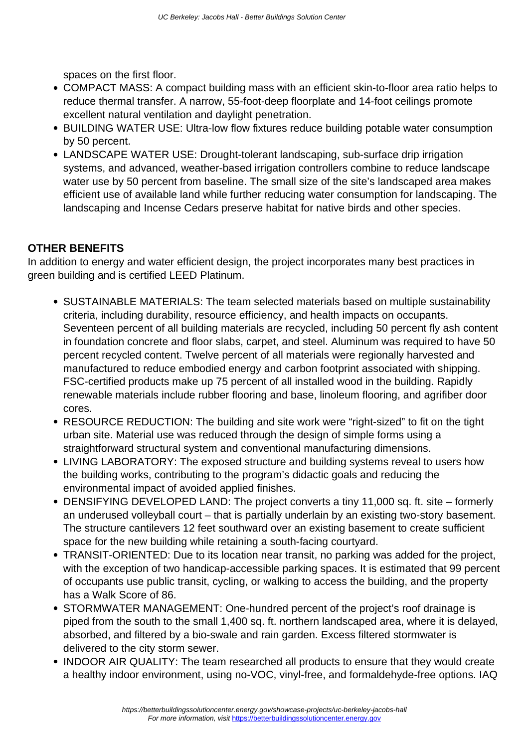spaces on the first floor.

- COMPACT MASS: A compact building mass with an efficient skin-to-floor area ratio helps to reduce thermal transfer. A narrow, 55-foot-deep floorplate and 14-foot ceilings promote excellent natural ventilation and daylight penetration.
- BUILDING WATER USE: Ultra-low flow fixtures reduce building potable water consumption by 50 percent.
- LANDSCAPE WATER USE: Drought-tolerant landscaping, sub-surface drip irrigation systems, and advanced, weather-based irrigation controllers combine to reduce landscape water use by 50 percent from baseline. The small size of the site's landscaped area makes efficient use of available land while further reducing water consumption for landscaping. The landscaping and Incense Cedars preserve habitat for native birds and other species.

**OTHER BENEFITS**

In addition to energy and water efficient design, the project incorporates many best practices in green building and is certified LEED Platinum.

- SUSTAINABLE MATERIALS: The team selected materials based on multiple sustainability criteria, including durability, resource efficiency, and health impacts on occupants. Seventeen percent of all building materials are recycled, including 50 percent fly ash content in foundation concrete and floor slabs, carpet, and steel. Aluminum was required to have 50 percent recycled content. Twelve percent of all materials were regionally harvested and manufactured to reduce embodied energy and carbon footprint associated with shipping. FSC-certified products make up 75 percent of all installed wood in the building. Rapidly renewable materials include rubber flooring and base, linoleum flooring, and agrifiber door cores.
- RESOURCE REDUCTION: The building and site work were "right-sized" to fit on the tight urban site. Material use was reduced through the design of simple forms using a straightforward structural system and conventional manufacturing dimensions.
- LIVING LABORATORY: The exposed structure and building systems reveal to users how the building works, contributing to the program's didactic goals and reducing the environmental impact of avoided applied finishes.
- DENSIFYING DEVELOPED LAND: The project converts a tiny 11,000 sq. ft. site – formerly an underused volleyball court – that is partially underlain by an existing two-story basement. The structure cantilevers 12 feet southward over an existing basement to create sufficient space for the new building while retaining a south-facing courtyard.
- TRANSIT-ORIENTED: Due to its location near transit, no parking was added for the project, with the exception of two handicap-accessible parking spaces. It is estimated that 99 percent of occupants use public transit, cycling, or walking to access the building, and the property has a Walk Score of 86.
- STORMWATER MANAGEMENT: One-hundred percent of the project's roof drainage is piped from the south to the small 1,400 sq. ft. northern landscaped area, where it is delayed, absorbed, and filtered by a bio-swale and rain garden. Excess filtered stormwater is delivered to the city storm sewer.
- INDOOR AIR QUALITY: The team researched all products to ensure that they would create a healthy indoor environment, using no-VOC, vinyl-free, and formaldehyde-free options. IAQ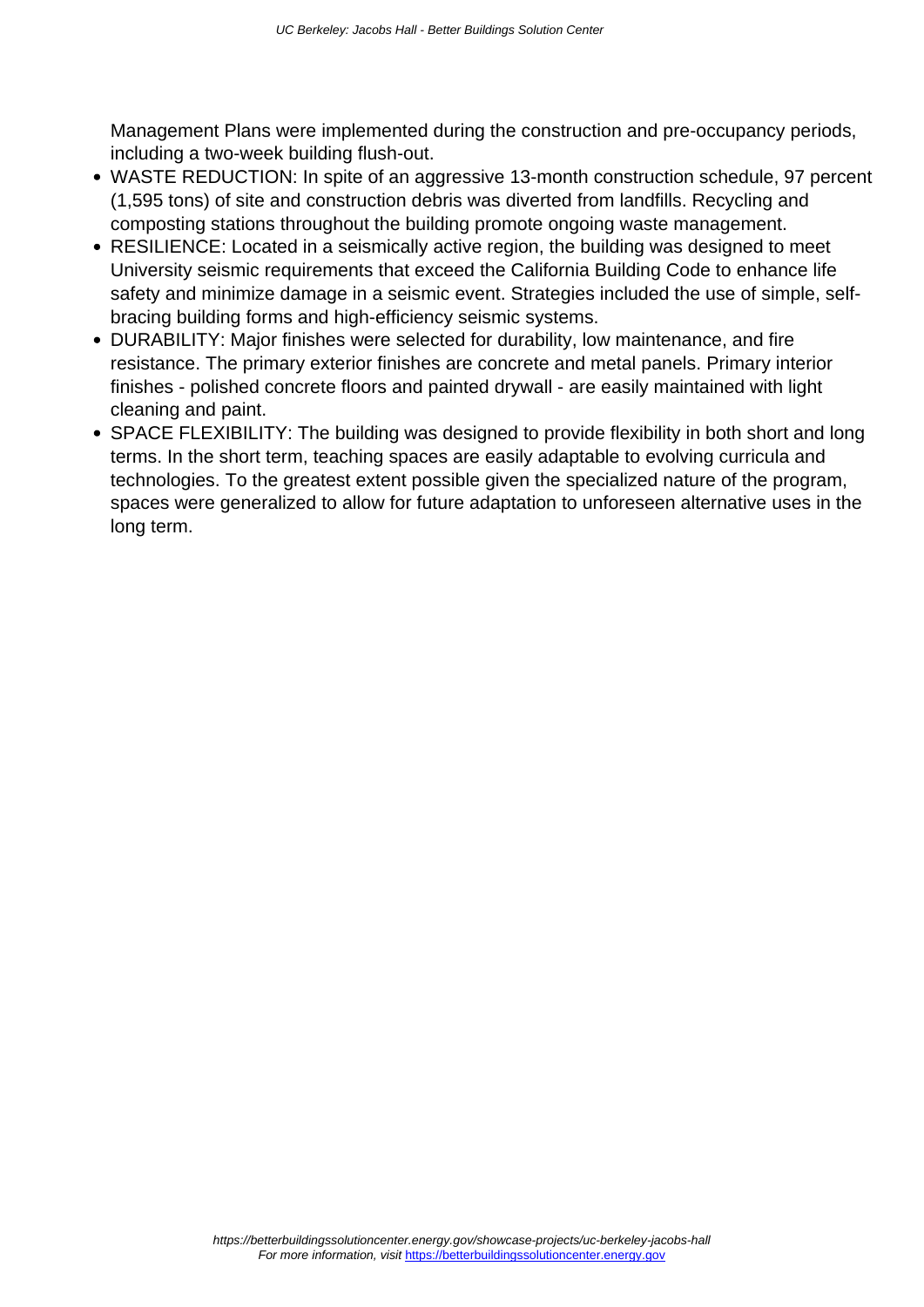Management Plans were implemented during the construction and pre-occupancy periods, including a two-week building flush-out.

- WASTE REDUCTION: In spite of an aggressive 13-month construction schedule, 97 percent (1,595 tons) of site and construction debris was diverted from landfills. Recycling and composting stations throughout the building promote ongoing waste management.
- RESILIENCE: Located in a seismically active region, the building was designed to meet University seismic requirements that exceed the California Building Code to enhance life safety and minimize damage in a seismic event. Strategies included the use of simple, self-bracing building forms and high-efficiency seismic systems.
- DURABILITY: Major finishes were selected for durability, low maintenance, and fire resistance. The primary exterior finishes are concrete and metal panels. Primary interior finishes - polished concrete floors and painted drywall - are easily maintained with light cleaning and paint.
- SPACE FLEXIBILITY: The building was designed to provide flexibility in both short and long terms. In the short term, teaching spaces are easily adaptable to evolving curricula and technologies. To the greatest extent possible given the specialized nature of the program, spaces were generalized to allow for future adaptation to unforeseen alternative uses in the long term.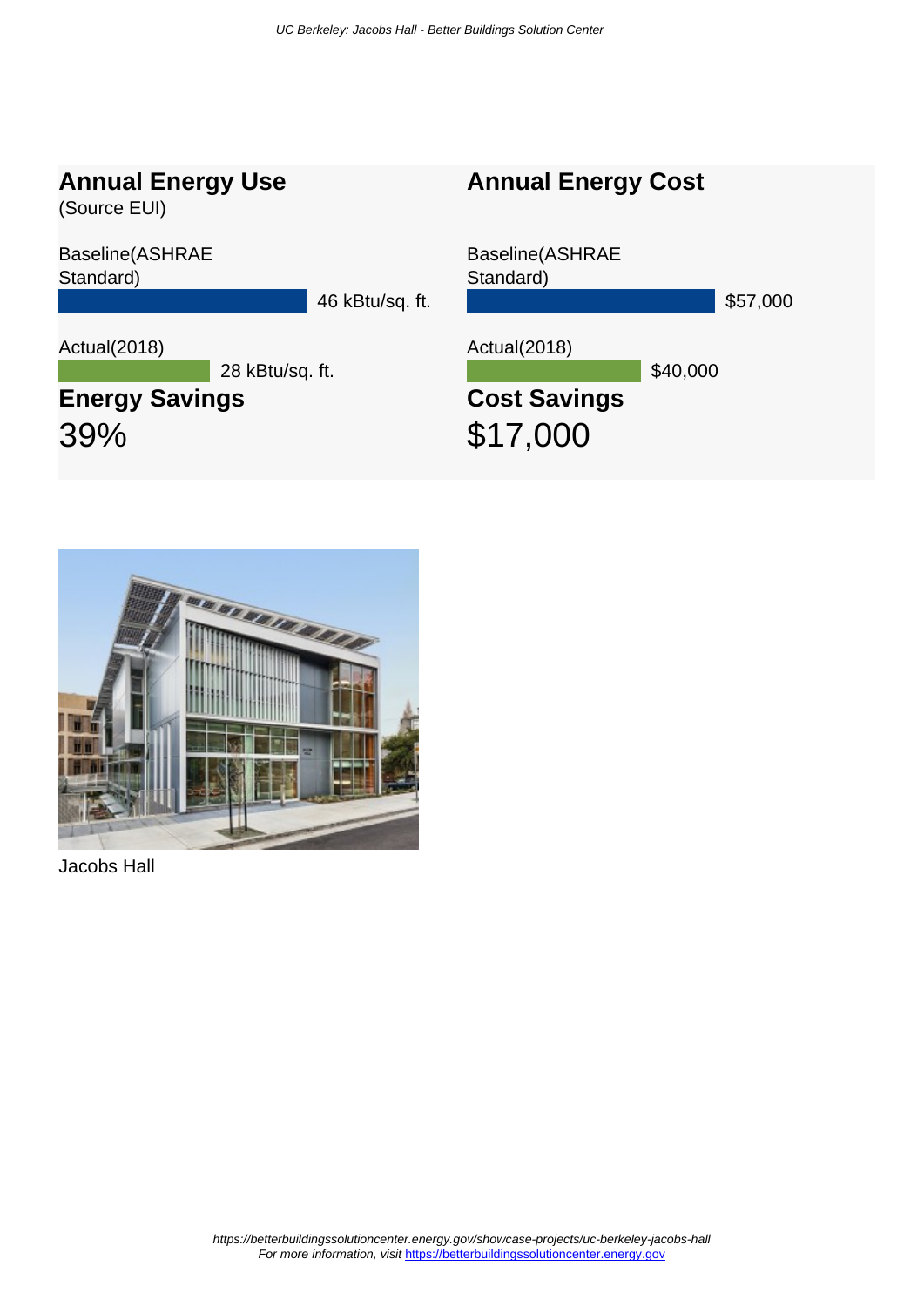## Annual Energy Use

(Source EUI)

Baseline(ASHRAE Standard)

46 kBtu/sq. ft.

Actual(2018)

28 kBtu/sq. ft.

### Energy Savings

39%

## Annual Energy Cost

Baseline(ASHRAE Standard)

$57,000

Actual(2018)

$40,000

### Cost Savings

$17,000

Jacobs Hall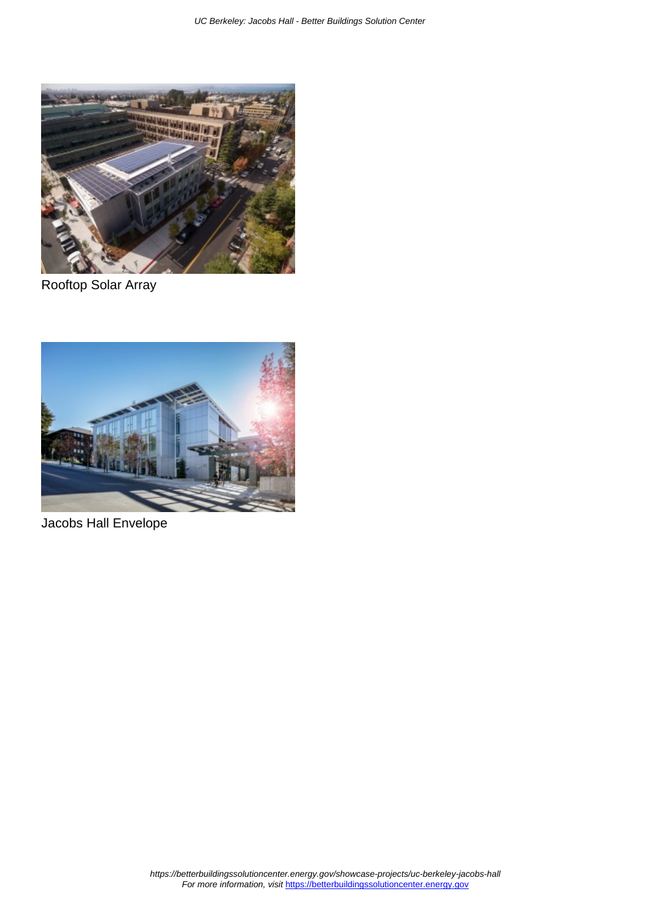Rooftop Solar Array

Jacobs Hall Envelope